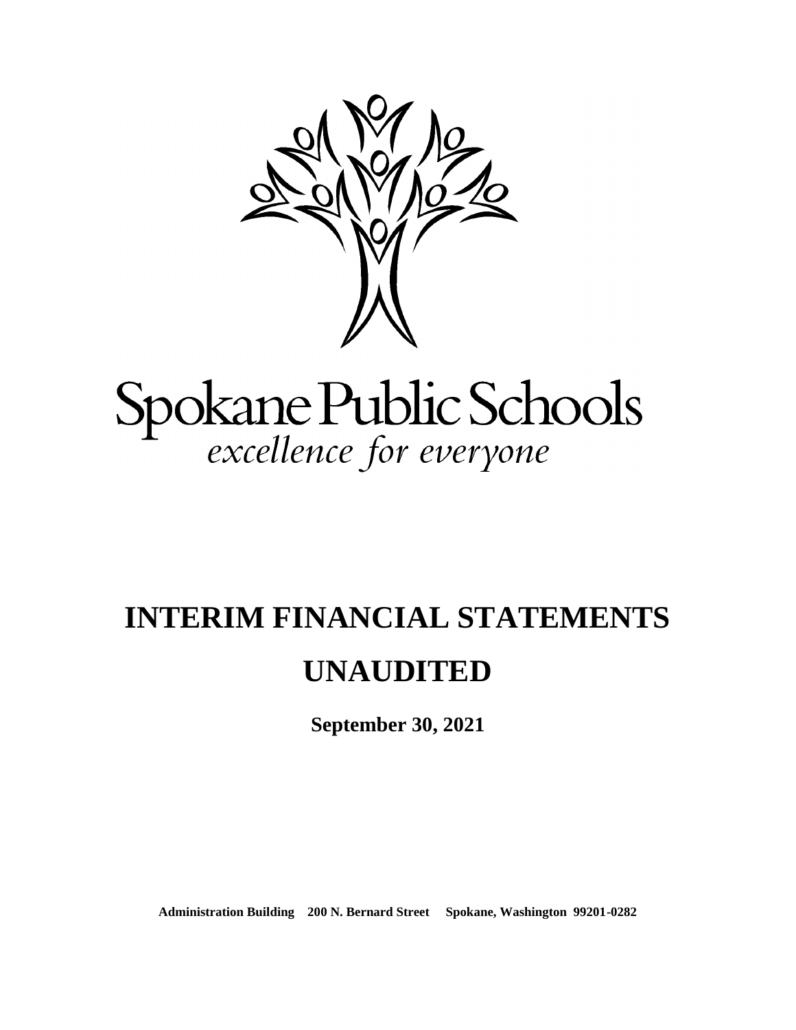Spokane Public Schools

*excellence for everyone*

# INTERIM FINANCIAL STATEMENTS

# UNAUDITED

**September 30, 2021**

**Administration Building 200 N. Bernard Street Spokane, Washington 99201-0282**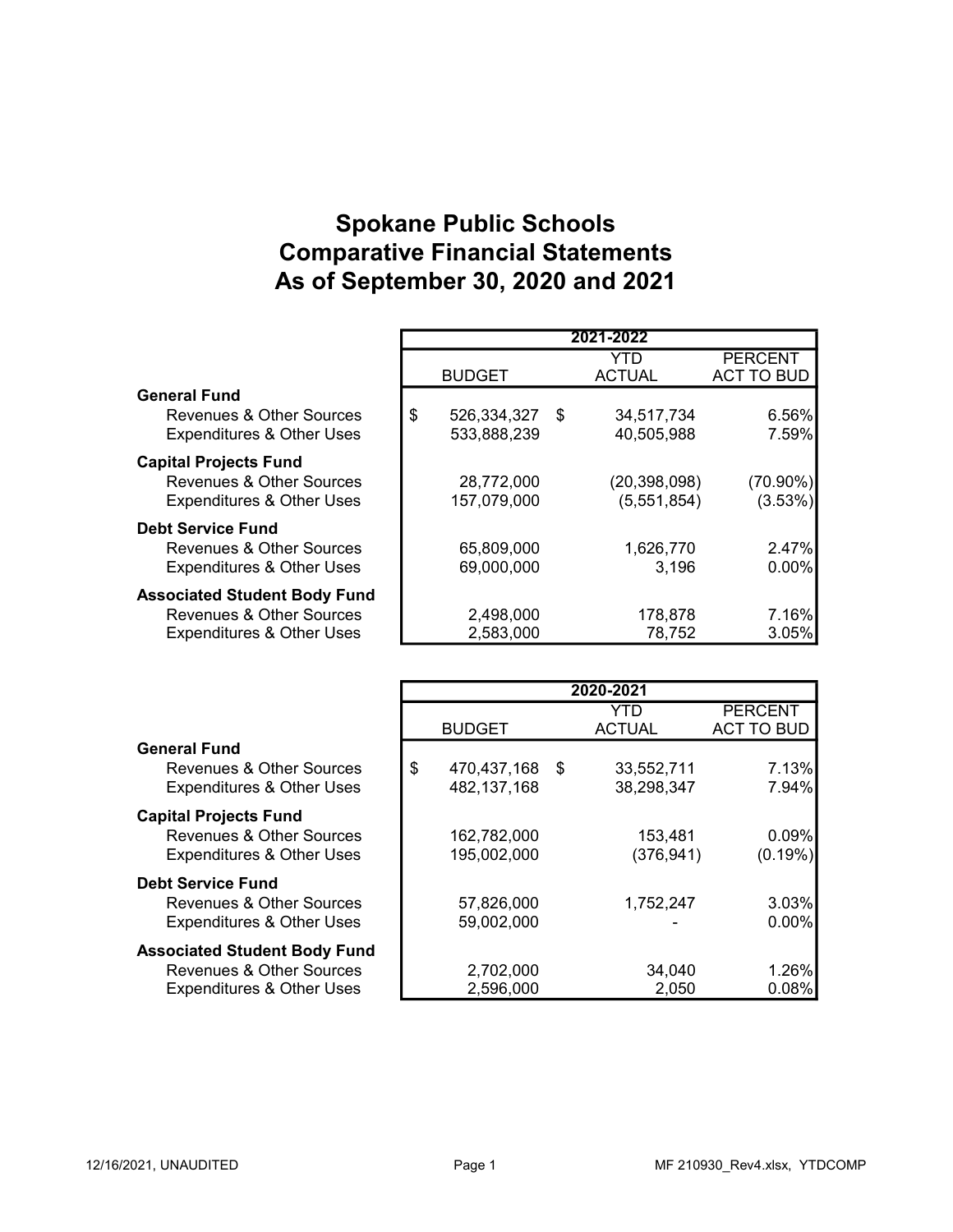# Spokane Public Schools
# Comparative Financial Statements
# As of September 30, 2020 and 2021

| | 2021-2022 | | |
|---|---|---|---|
| | BUDGET | YTD ACTUAL | PERCENT ACT TO BUD |
| **General Fund** | | | |
| Revenues & Other Sources | $ 526,334,327 | $ 34,517,734 | 6.56% |
| Expenditures & Other Uses | 533,888,239 | 40,505,988 | 7.59% |
| **Capital Projects Fund** | | | |
| Revenues & Other Sources | 28,772,000 | (20,398,098) | (70.90%) |
| Expenditures & Other Uses | 157,079,000 | (5,551,854) | (3.53%) |
| **Debt Service Fund** | | | |
| Revenues & Other Sources | 65,809,000 | 1,626,770 | 2.47% |
| Expenditures & Other Uses | 69,000,000 | 3,196 | 0.00% |
| **Associated Student Body Fund** | | | |
| Revenues & Other Sources | 2,498,000 | 178,878 | 7.16% |
| Expenditures & Other Uses | 2,583,000 | 78,752 | 3.05% |

| | 2020-2021 | | |
|---|---|---|---|
| | BUDGET | YTD ACTUAL | PERCENT ACT TO BUD |
| **General Fund** | | | |
| Revenues & Other Sources | $ 470,437,168 | $ 33,552,711 | 7.13% |
| Expenditures & Other Uses | 482,137,168 | 38,298,347 | 7.94% |
| **Capital Projects Fund** | | | |
| Revenues & Other Sources | 162,782,000 | 153,481 | 0.09% |
| Expenditures & Other Uses | 195,002,000 | (376,941) | (0.19%) |
| **Debt Service Fund** | | | |
| Revenues & Other Sources | 57,826,000 | 1,752,247 | 3.03% |
| Expenditures & Other Uses | 59,002,000 | - | 0.00% |
| **Associated Student Body Fund** | | | |
| Revenues & Other Sources | 2,702,000 | 34,040 | 1.26% |
| Expenditures & Other Uses | 2,596,000 | 2,050 | 0.08% |

12/16/2021, UNAUDITED MF 210930_Rev4.xlsx, YTDCOMP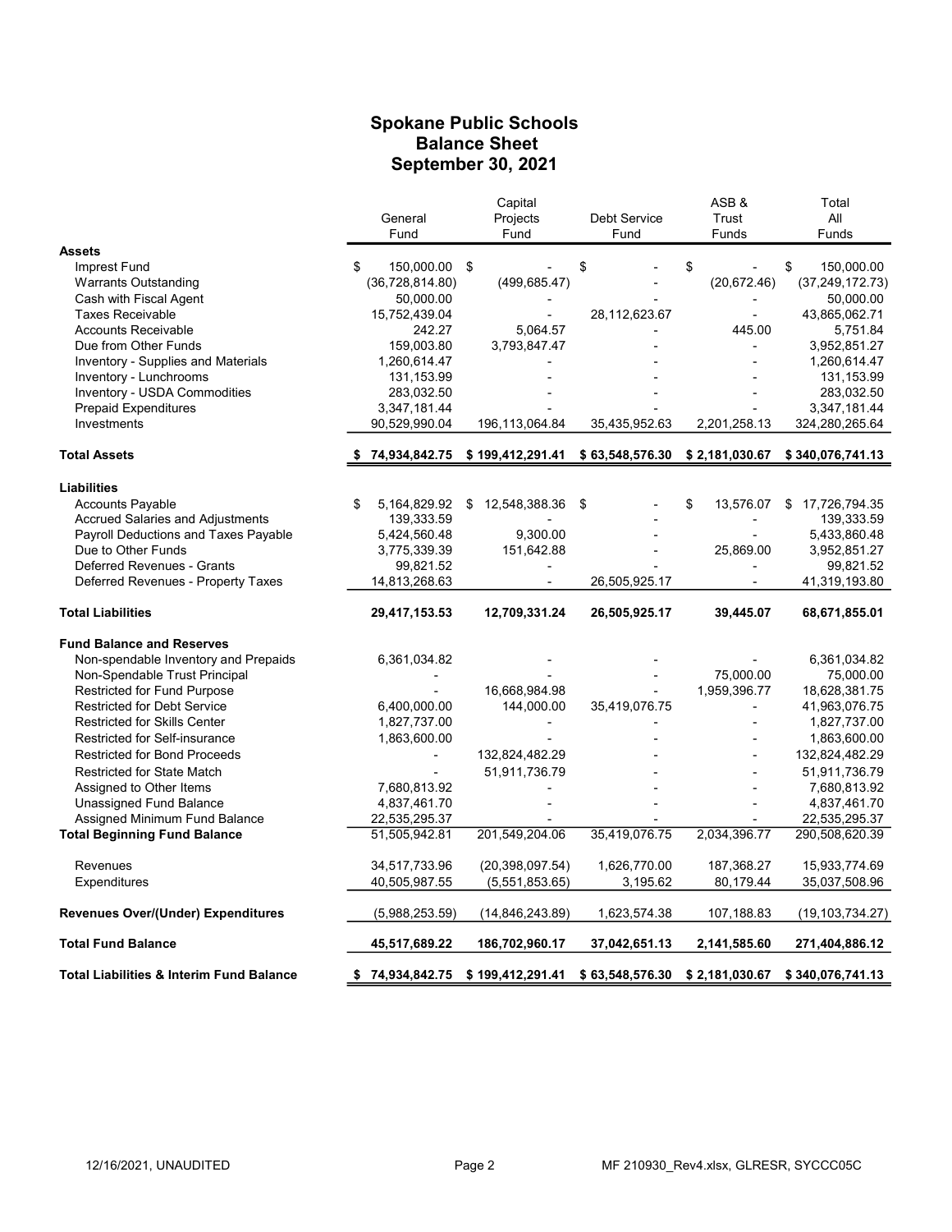# Spokane Public Schools
## Balance Sheet
## September 30, 2021

| | General Fund | Capital Projects Fund | Debt Service Fund | ASB & Trust Funds | Total All Funds |
|---|---|---|---|---|---|
| **Assets** | | | | | |
| Imprest Fund | $ 150,000.00 | $ - | $ - | $ - | $ 150,000.00 |
| Warrants Outstanding | (36,728,814.80) | (499,685.47) | - | (20,672.46) | (37,249,172.73) |
| Cash with Fiscal Agent | 50,000.00 | - | - | - | 50,000.00 |
| Taxes Receivable | 15,752,439.04 | - | 28,112,623.67 | - | 43,865,062.71 |
| Accounts Receivable | 242.27 | 5,064.57 | - | 445.00 | 5,751.84 |
| Due from Other Funds | 159,003.80 | 3,793,847.47 | - | - | 3,952,851.27 |
| Inventory - Supplies and Materials | 1,260,614.47 | - | - | - | 1,260,614.47 |
| Inventory - Lunchrooms | 131,153.99 | - | - | - | 131,153.99 |
| Inventory - USDA Commodities | 283,032.50 | - | - | - | 283,032.50 |
| Prepaid Expenditures | 3,347,181.44 | - | - | - | 3,347,181.44 |
| Investments | 90,529,990.04 | 196,113,064.84 | 35,435,952.63 | 2,201,258.13 | 324,280,265.64 |
| **Total Assets** | **$ 74,934,842.75** | **$ 199,412,291.41** | **$ 63,548,576.30** | **$ 2,181,030.67** | **$ 340,076,741.13** |
| **Liabilities** | | | | | |
| Accounts Payable | $ 5,164,829.92 | $ 12,548,388.36 | $ - | $ 13,576.07 | $ 17,726,794.35 |
| Accrued Salaries and Adjustments | 139,333.59 | - | - | - | 139,333.59 |
| Payroll Deductions and Taxes Payable | 5,424,560.48 | 9,300.00 | - | - | 5,433,860.48 |
| Due to Other Funds | 3,775,339.39 | 151,642.88 | - | 25,869.00 | 3,952,851.27 |
| Deferred Revenues - Grants | 99,821.52 | - | - | - | 99,821.52 |
| Deferred Revenues - Property Taxes | 14,813,268.63 | - | 26,505,925.17 | - | 41,319,193.80 |
| **Total Liabilities** | **29,417,153.53** | **12,709,331.24** | **26,505,925.17** | **39,445.07** | **68,671,855.01** |
| **Fund Balance and Reserves** | | | | | |
| Non-spendable Inventory and Prepaids | 6,361,034.82 | - | - | - | 6,361,034.82 |
| Non-Spendable Trust Principal | - | - | - | 75,000.00 | 75,000.00 |
| Restricted for Fund Purpose | - | 16,668,984.98 | - | 1,959,396.77 | 18,628,381.75 |
| Restricted for Debt Service | 6,400,000.00 | 144,000.00 | 35,419,076.75 | - | 41,963,076.75 |
| Restricted for Skills Center | 1,827,737.00 | - | - | - | 1,827,737.00 |
| Restricted for Self-insurance | 1,863,600.00 | - | - | - | 1,863,600.00 |
| Restricted for Bond Proceeds | - | 132,824,482.29 | - | - | 132,824,482.29 |
| Restricted for State Match | - | 51,911,736.79 | - | - | 51,911,736.79 |
| Assigned to Other Items | 7,680,813.92 | - | - | - | 7,680,813.92 |
| Unassigned Fund Balance | 4,837,461.70 | - | - | - | 4,837,461.70 |
| Assigned Minimum Fund Balance | 22,535,295.37 | - | - | - | 22,535,295.37 |
| **Total Beginning Fund Balance** | 51,505,942.81 | 201,549,204.06 | 35,419,076.75 | 2,034,396.77 | 290,508,620.39 |
| Revenues | 34,517,733.96 | (20,398,097.54) | 1,626,770.00 | 187,368.27 | 15,933,774.69 |
| Expenditures | 40,505,987.55 | (5,551,853.65) | 3,195.62 | 80,179.44 | 35,037,508.96 |
| **Revenues Over/(Under) Expenditures** | (5,988,253.59) | (14,846,243.89) | 1,623,574.38 | 107,188.83 | (19,103,734.27) |
| **Total Fund Balance** | **45,517,689.22** | **186,702,960.17** | **37,042,651.13** | **2,141,585.60** | **271,404,886.12** |
| **Total Liabilities & Interim Fund Balance** | **$ 74,934,842.75** | **$ 199,412,291.41** | **$ 63,548,576.30** | **$ 2,181,030.67** | **$ 340,076,741.13** |

12/16/2021, UNAUDITED MF 210930_Rev4.xlsx, GLRESR, SYCCC05C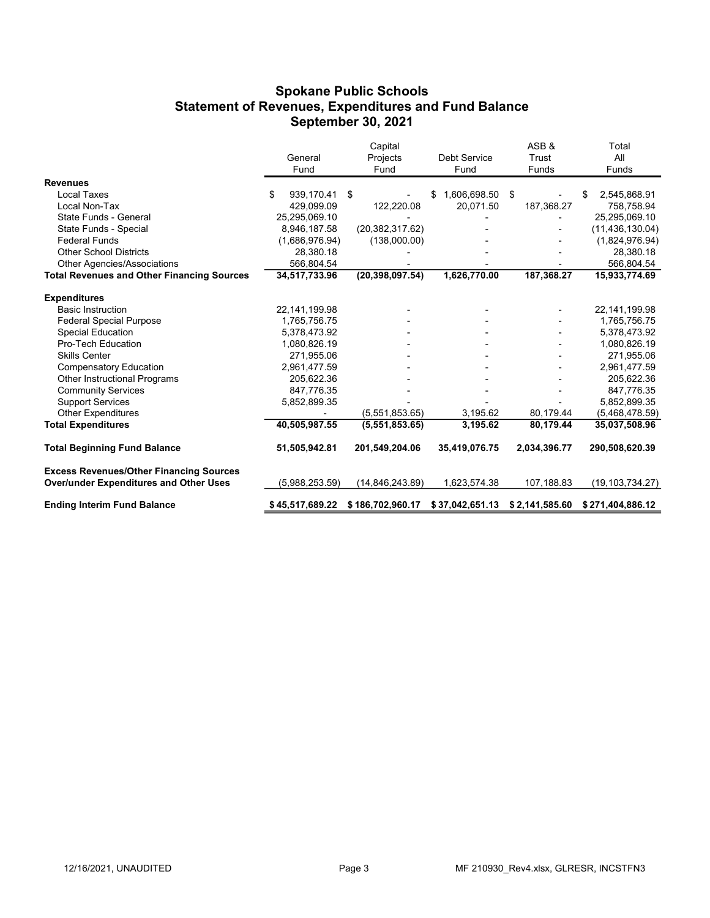# Spokane Public Schools
## Statement of Revenues, Expenditures and Fund Balance
## September 30, 2021

| | General Fund | Capital Projects Fund | Debt Service Fund | ASB & Trust Funds | Total All Funds |
|---|---|---|---|---|---|
| **Revenues** | | | | | |
| Local Taxes | $ 939,170.41 | $ - | $ 1,606,698.50 | $ - | $ 2,545,868.91 |
| Local Non-Tax | 429,099.09 | 122,220.08 | 20,071.50 | 187,368.27 | 758,758.94 |
| State Funds - General | 25,295,069.10 | - | - | - | 25,295,069.10 |
| State Funds - Special | 8,946,187.58 | (20,382,317.62) | - | - | (11,436,130.04) |
| Federal Funds | (1,686,976.94) | (138,000.00) | - | - | (1,824,976.94) |
| Other School Districts | 28,380.18 | - | - | - | 28,380.18 |
| Other Agencies/Associations | 566,804.54 | - | - | - | 566,804.54 |
| **Total Revenues and Other Financing Sources** | **34,517,733.96** | **(20,398,097.54)** | **1,626,770.00** | **187,368.27** | **15,933,774.69** |
| **Expenditures** | | | | | |
| Basic Instruction | 22,141,199.98 | - | - | - | 22,141,199.98 |
| Federal Special Purpose | 1,765,756.75 | - | - | - | 1,765,756.75 |
| Special Education | 5,378,473.92 | - | - | - | 5,378,473.92 |
| Pro-Tech Education | 1,080,826.19 | - | - | - | 1,080,826.19 |
| Skills Center | 271,955.06 | - | - | - | 271,955.06 |
| Compensatory Education | 2,961,477.59 | - | - | - | 2,961,477.59 |
| Other Instructional Programs | 205,622.36 | - | - | - | 205,622.36 |
| Community Services | 847,776.35 | - | - | - | 847,776.35 |
| Support Services | 5,852,899.35 | - | - | - | 5,852,899.35 |
| Other Expenditures | - | (5,551,853.65) | 3,195.62 | 80,179.44 | (5,468,478.59) |
| **Total Expenditures** | **40,505,987.55** | **(5,551,853.65)** | **3,195.62** | **80,179.44** | **35,037,508.96** |
| **Total Beginning Fund Balance** | **51,505,942.81** | **201,549,204.06** | **35,419,076.75** | **2,034,396.77** | **290,508,620.39** |
| **Excess Revenues/Other Financing Sources Over/under Expenditures and Other Uses** | (5,988,253.59) | (14,846,243.89) | 1,623,574.38 | 107,188.83 | (19,103,734.27) |
| **Ending Interim Fund Balance** | **$ 45,517,689.22** | **$ 186,702,960.17** | **$ 37,042,651.13** | **$ 2,141,585.60** | **$ 271,404,886.12** |

12/16/2021, UNAUDITED

MF 210930_Rev4.xlsx, GLRESR, INCSTFN3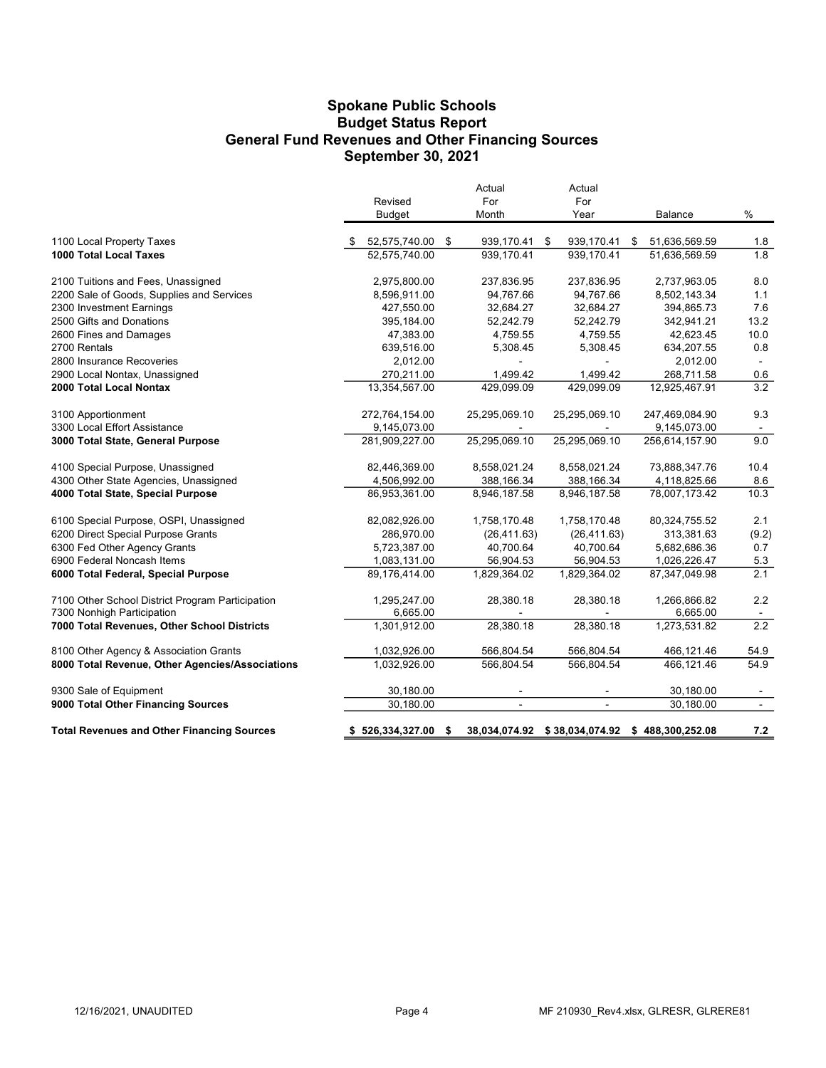# Spokane Public Schools
## Budget Status Report
## General Fund Revenues and Other Financing Sources
## September 30, 2021

| | Revised Budget | Actual For Month | Actual For Year | Balance | % |
|---|---|---|---|---|---|
| 1100 Local Property Taxes | $ 52,575,740.00 | $ 939,170.41 | $ 939,170.41 | $ 51,636,569.59 | 1.8 |
| **1000 Total Local Taxes** | 52,575,740.00 | 939,170.41 | 939,170.41 | 51,636,569.59 | 1.8 |
| | | | | | |
| 2100 Tuitions and Fees, Unassigned | 2,975,800.00 | 237,836.95 | 237,836.95 | 2,737,963.05 | 8.0 |
| 2200 Sale of Goods, Supplies and Services | 8,596,911.00 | 94,767.66 | 94,767.66 | 8,502,143.34 | 1.1 |
| 2300 Investment Earnings | 427,550.00 | 32,684.27 | 32,684.27 | 394,865.73 | 7.6 |
| 2500 Gifts and Donations | 395,184.00 | 52,242.79 | 52,242.79 | 342,941.21 | 13.2 |
| 2600 Fines and Damages | 47,383.00 | 4,759.55 | 4,759.55 | 42,623.45 | 10.0 |
| 2700 Rentals | 639,516.00 | 5,308.45 | 5,308.45 | 634,207.55 | 0.8 |
| 2800 Insurance Recoveries | 2,012.00 | - | - | 2,012.00 | - |
| 2900 Local Nontax, Unassigned | 270,211.00 | 1,499.42 | 1,499.42 | 268,711.58 | 0.6 |
| **2000 Total Local Nontax** | 13,354,567.00 | 429,099.09 | 429,099.09 | 12,925,467.91 | 3.2 |
| | | | | | |
| 3100 Apportionment | 272,764,154.00 | 25,295,069.10 | 25,295,069.10 | 247,469,084.90 | 9.3 |
| 3300 Local Effort Assistance | 9,145,073.00 | - | - | 9,145,073.00 | - |
| **3000 Total State, General Purpose** | 281,909,227.00 | 25,295,069.10 | 25,295,069.10 | 256,614,157.90 | 9.0 |
| | | | | | |
| 4100 Special Purpose, Unassigned | 82,446,369.00 | 8,558,021.24 | 8,558,021.24 | 73,888,347.76 | 10.4 |
| 4300 Other State Agencies, Unassigned | 4,506,992.00 | 388,166.34 | 388,166.34 | 4,118,825.66 | 8.6 |
| **4000 Total State, Special Purpose** | 86,953,361.00 | 8,946,187.58 | 8,946,187.58 | 78,007,173.42 | 10.3 |
| | | | | | |
| 6100 Special Purpose, OSPI, Unassigned | 82,082,926.00 | 1,758,170.48 | 1,758,170.48 | 80,324,755.52 | 2.1 |
| 6200 Direct Special Purpose Grants | 286,970.00 | (26,411.63) | (26,411.63) | 313,381.63 | (9.2) |
| 6300 Fed Other Agency Grants | 5,723,387.00 | 40,700.64 | 40,700.64 | 5,682,686.36 | 0.7 |
| 6900 Federal Noncash Items | 1,083,131.00 | 56,904.53 | 56,904.53 | 1,026,226.47 | 5.3 |
| **6000 Total Federal, Special Purpose** | 89,176,414.00 | 1,829,364.02 | 1,829,364.02 | 87,347,049.98 | 2.1 |
| | | | | | |
| 7100 Other School District Program Participation | 1,295,247.00 | 28,380.18 | 28,380.18 | 1,266,866.82 | 2.2 |
| 7300 Nonhigh Participation | 6,665.00 | - | - | 6,665.00 | - |
| **7000 Total Revenues, Other School Districts** | 1,301,912.00 | 28,380.18 | 28,380.18 | 1,273,531.82 | 2.2 |
| | | | | | |
| 8100 Other Agency & Association Grants | 1,032,926.00 | 566,804.54 | 566,804.54 | 466,121.46 | 54.9 |
| **8000 Total Revenue, Other Agencies/Associations** | 1,032,926.00 | 566,804.54 | 566,804.54 | 466,121.46 | 54.9 |
| | | | | | |
| 9300 Sale of Equipment | 30,180.00 | - | - | 30,180.00 | - |
| **9000 Total Other Financing Sources** | 30,180.00 | - | - | 30,180.00 | - |
| | | | | | |
| **Total Revenues and Other Financing Sources** | **$ 526,334,327.00** | **$ 38,034,074.92** | **$ 38,034,074.92** | **$ 488,300,252.08** | **7.2** |

12/16/2021, UNAUDITED MF 210930_Rev4.xlsx, GLRESR, GLRERE81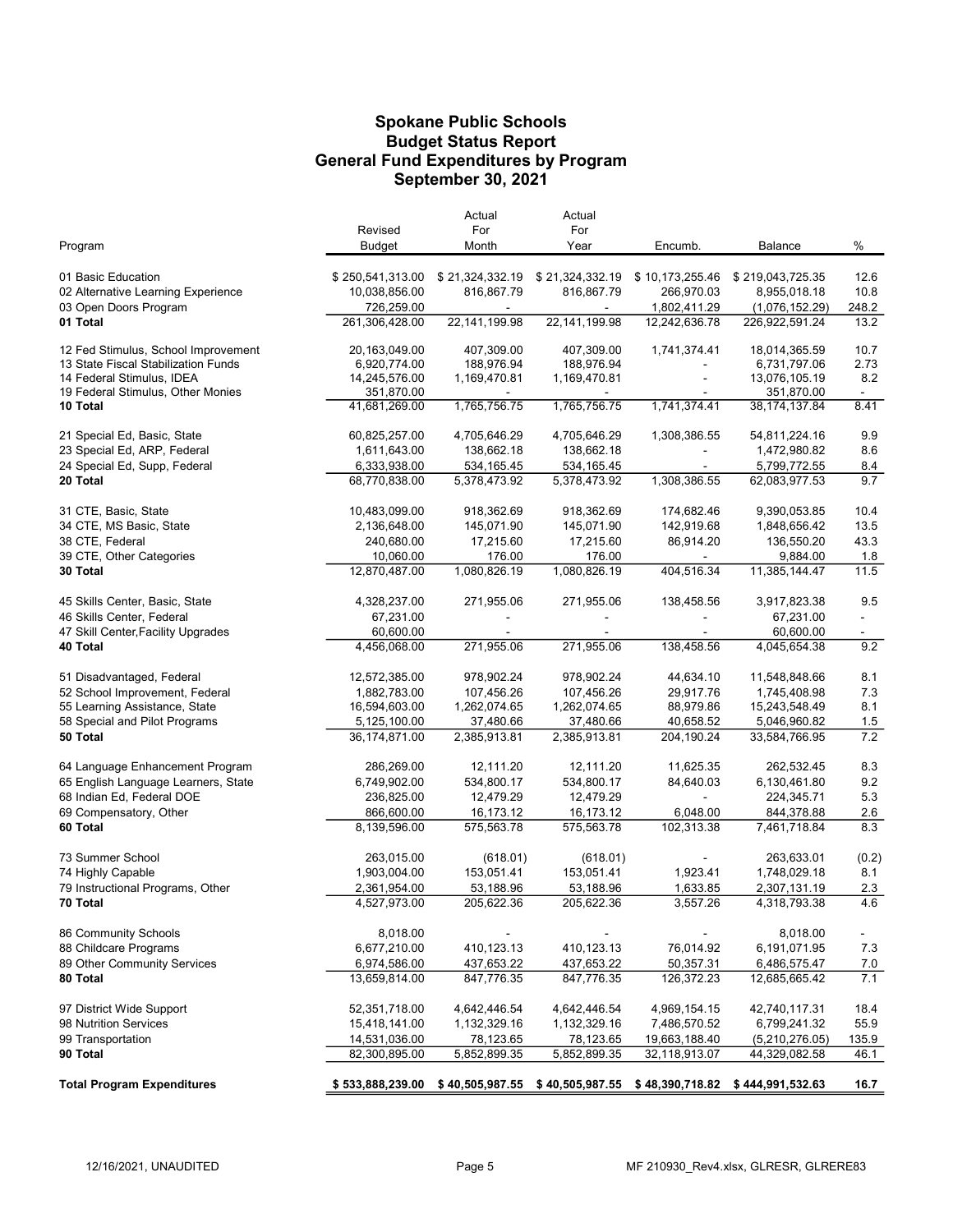# Spokane Public Schools
## Budget Status Report
## General Fund Expenditures by Program
## September 30, 2021

| Program | Revised Budget | Actual For Month | Actual For Year | Encumb. | Balance | % |
|---|---|---|---|---|---|---|
| 01 Basic Education | $ 250,541,313.00 | $ 21,324,332.19 | $ 21,324,332.19 | $ 10,173,255.46 | $ 219,043,725.35 | 12.6 |
| 02 Alternative Learning Experience | 10,038,856.00 | 816,867.79 | 816,867.79 | 266,970.03 | 8,955,018.18 | 10.8 |
| 03 Open Doors Program | 726,259.00 | - | - | 1,802,411.29 | (1,076,152.29) | 248.2 |
| **01 Total** | 261,306,428.00 | 22,141,199.98 | 22,141,199.98 | 12,242,636.78 | 226,922,591.24 | 13.2 |
| 12 Fed Stimulus, School Improvement | 20,163,049.00 | 407,309.00 | 407,309.00 | 1,741,374.41 | 18,014,365.59 | 10.7 |
| 13 State Fiscal Stabilization Funds | 6,920,774.00 | 188,976.94 | 188,976.94 | - | 6,731,797.06 | 2.73 |
| 14 Federal Stimulus, IDEA | 14,245,576.00 | 1,169,470.81 | 1,169,470.81 | - | 13,076,105.19 | 8.2 |
| 19 Federal Stimulus, Other Monies | 351,870.00 | - | - | - | 351,870.00 | - |
| **10 Total** | 41,681,269.00 | 1,765,756.75 | 1,765,756.75 | 1,741,374.41 | 38,174,137.84 | 8.41 |
| 21 Special Ed, Basic, State | 60,825,257.00 | 4,705,646.29 | 4,705,646.29 | 1,308,386.55 | 54,811,224.16 | 9.9 |
| 23 Special Ed, ARP, Federal | 1,611,643.00 | 138,662.18 | 138,662.18 | - | 1,472,980.82 | 8.6 |
| 24 Special Ed, Supp, Federal | 6,333,938.00 | 534,165.45 | 534,165.45 | - | 5,799,772.55 | 8.4 |
| **20 Total** | 68,770,838.00 | 5,378,473.92 | 5,378,473.92 | 1,308,386.55 | 62,083,977.53 | 9.7 |
| 31 CTE, Basic, State | 10,483,099.00 | 918,362.69 | 918,362.69 | 174,682.46 | 9,390,053.85 | 10.4 |
| 34 CTE, MS Basic, State | 2,136,648.00 | 145,071.90 | 145,071.90 | 142,919.68 | 1,848,656.42 | 13.5 |
| 38 CTE, Federal | 240,680.00 | 17,215.60 | 17,215.60 | 86,914.20 | 136,550.20 | 43.3 |
| 39 CTE, Other Categories | 10,060.00 | 176.00 | 176.00 | - | 9,884.00 | 1.8 |
| **30 Total** | 12,870,487.00 | 1,080,826.19 | 1,080,826.19 | 404,516.34 | 11,385,144.47 | 11.5 |
| 45 Skills Center, Basic, State | 4,328,237.00 | 271,955.06 | 271,955.06 | 138,458.56 | 3,917,823.38 | 9.5 |
| 46 Skills Center, Federal | 67,231.00 | - | - | - | 67,231.00 | - |
| 47 Skill Center,Facility Upgrades | 60,600.00 | - | - | - | 60,600.00 | - |
| **40 Total** | 4,456,068.00 | 271,955.06 | 271,955.06 | 138,458.56 | 4,045,654.38 | 9.2 |
| 51 Disadvantaged, Federal | 12,572,385.00 | 978,902.24 | 978,902.24 | 44,634.10 | 11,548,848.66 | 8.1 |
| 52 School Improvement, Federal | 1,882,783.00 | 107,456.26 | 107,456.26 | 29,917.76 | 1,745,408.98 | 7.3 |
| 55 Learning Assistance, State | 16,594,603.00 | 1,262,074.65 | 1,262,074.65 | 88,979.86 | 15,243,548.49 | 8.1 |
| 58 Special and Pilot Programs | 5,125,100.00 | 37,480.66 | 37,480.66 | 40,658.52 | 5,046,960.82 | 1.5 |
| **50 Total** | 36,174,871.00 | 2,385,913.81 | 2,385,913.81 | 204,190.24 | 33,584,766.95 | 7.2 |
| 64 Language Enhancement Program | 286,269.00 | 12,111.20 | 12,111.20 | 11,625.35 | 262,532.45 | 8.3 |
| 65 English Language Learners, State | 6,749,902.00 | 534,800.17 | 534,800.17 | 84,640.03 | 6,130,461.80 | 9.2 |
| 68 Indian Ed, Federal DOE | 236,825.00 | 12,479.29 | 12,479.29 | - | 224,345.71 | 5.3 |
| 69 Compensatory, Other | 866,600.00 | 16,173.12 | 16,173.12 | 6,048.00 | 844,378.88 | 2.6 |
| **60 Total** | 8,139,596.00 | 575,563.78 | 575,563.78 | 102,313.38 | 7,461,718.84 | 8.3 |
| 73 Summer School | 263,015.00 | (618.01) | (618.01) | - | 263,633.01 | (0.2) |
| 74 Highly Capable | 1,903,004.00 | 153,051.41 | 153,051.41 | 1,923.41 | 1,748,029.18 | 8.1 |
| 79 Instructional Programs, Other | 2,361,954.00 | 53,188.96 | 53,188.96 | 1,633.85 | 2,307,131.19 | 2.3 |
| **70 Total** | 4,527,973.00 | 205,622.36 | 205,622.36 | 3,557.26 | 4,318,793.38 | 4.6 |
| 86 Community Schools | 8,018.00 | - | - | - | 8,018.00 | - |
| 88 Childcare Programs | 6,677,210.00 | 410,123.13 | 410,123.13 | 76,014.92 | 6,191,071.95 | 7.3 |
| 89 Other Community Services | 6,974,586.00 | 437,653.22 | 437,653.22 | 50,357.31 | 6,486,575.47 | 7.0 |
| **80 Total** | 13,659,814.00 | 847,776.35 | 847,776.35 | 126,372.23 | 12,685,665.42 | 7.1 |
| 97 District Wide Support | 52,351,718.00 | 4,642,446.54 | 4,642,446.54 | 4,969,154.15 | 42,740,117.31 | 18.4 |
| 98 Nutrition Services | 15,418,141.00 | 1,132,329.16 | 1,132,329.16 | 7,486,570.52 | 6,799,241.32 | 55.9 |
| 99 Transportation | 14,531,036.00 | 78,123.65 | 78,123.65 | 19,663,188.40 | (5,210,276.05) | 135.9 |
| **90 Total** | 82,300,895.00 | 5,852,899.35 | 5,852,899.35 | 32,118,913.07 | 44,329,082.58 | 46.1 |
| **Total Program Expenditures** | **$ 533,888,239.00** | **$ 40,505,987.55** | **$ 40,505,987.55** | **$ 48,390,718.82** | **$ 444,991,532.63** | **16.7** |

12/16/2021, UNAUDITED

MF 210930_Rev4.xlsx, GLRESR, GLRERE83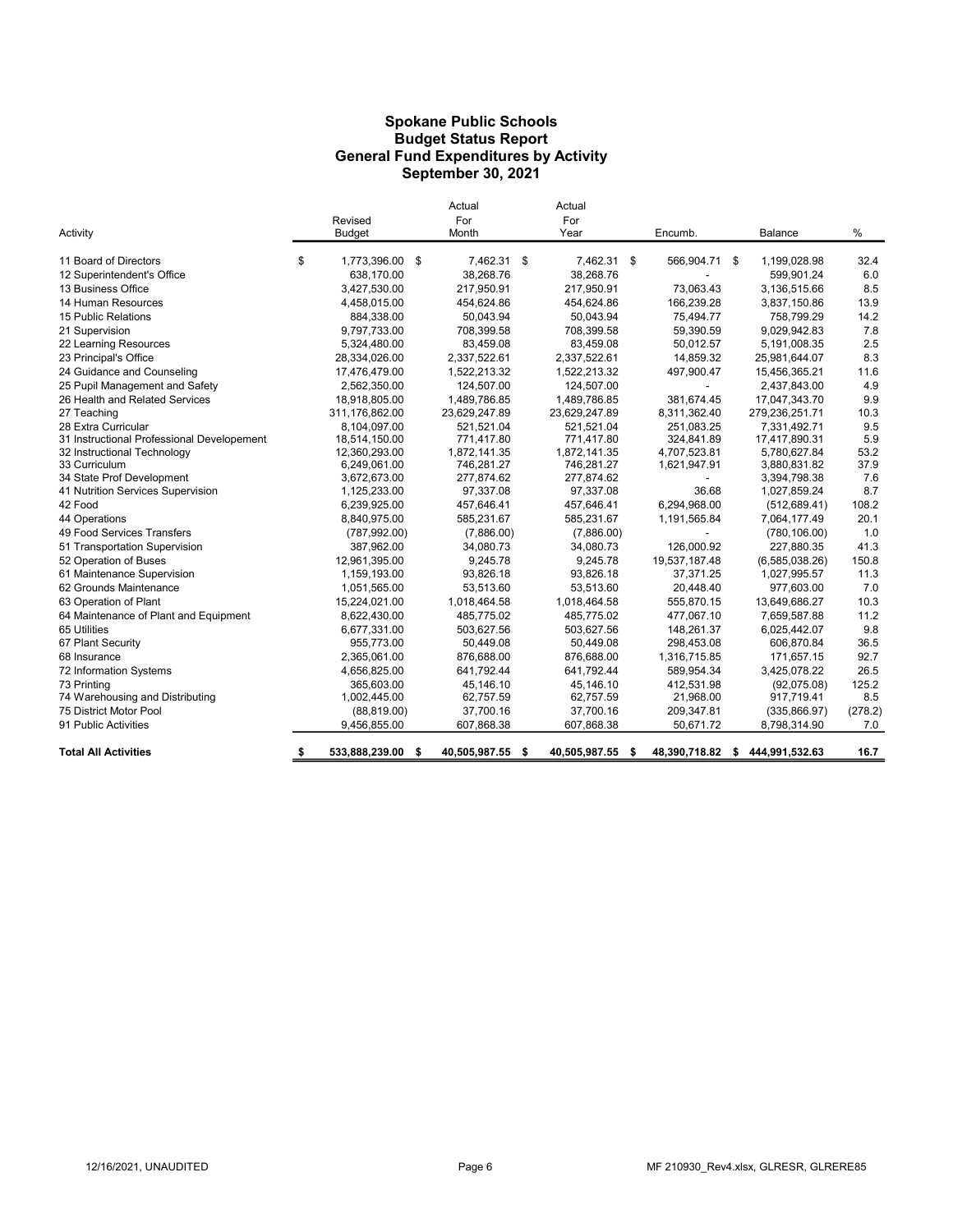# Spokane Public Schools
## Budget Status Report
## General Fund Expenditures by Activity
## September 30, 2021

| Activity | Revised Budget | Actual For Month | Actual For Year | Encumb. | Balance | % |
|---|---|---|---|---|---|---|
| 11 Board of Directors | $ 1,773,396.00 | $ 7,462.31 | $ 7,462.31 | $ 566,904.71 | $ 1,199,028.98 | 32.4 |
| 12 Superintendent's Office | 638,170.00 | 38,268.76 | 38,268.76 | - | 599,901.24 | 6.0 |
| 13 Business Office | 3,427,530.00 | 217,950.91 | 217,950.91 | 73,063.43 | 3,136,515.66 | 8.5 |
| 14 Human Resources | 4,458,015.00 | 454,624.86 | 454,624.86 | 166,239.28 | 3,837,150.86 | 13.9 |
| 15 Public Relations | 884,338.00 | 50,043.94 | 50,043.94 | 75,494.77 | 758,799.29 | 14.2 |
| 21 Supervision | 9,797,733.00 | 708,399.58 | 708,399.58 | 59,390.59 | 9,029,942.83 | 7.8 |
| 22 Learning Resources | 5,324,480.00 | 83,459.08 | 83,459.08 | 50,012.57 | 5,191,008.35 | 2.5 |
| 23 Principal's Office | 28,334,026.00 | 2,337,522.61 | 2,337,522.61 | 14,859.32 | 25,981,644.07 | 8.3 |
| 24 Guidance and Counseling | 17,476,479.00 | 1,522,213.32 | 1,522,213.32 | 497,900.47 | 15,456,365.21 | 11.6 |
| 25 Pupil Management and Safety | 2,562,350.00 | 124,507.00 | 124,507.00 | - | 2,437,843.00 | 4.9 |
| 26 Health and Related Services | 18,918,805.00 | 1,489,786.85 | 1,489,786.85 | 381,674.45 | 17,047,343.70 | 9.9 |
| 27 Teaching | 311,176,862.00 | 23,629,247.89 | 23,629,247.89 | 8,311,362.40 | 279,236,251.71 | 10.3 |
| 28 Extra Curricular | 8,104,097.00 | 521,521.04 | 521,521.04 | 251,083.25 | 7,331,492.71 | 9.5 |
| 31 Instructional Professional Developement | 18,514,150.00 | 771,417.80 | 771,417.80 | 324,841.89 | 17,417,890.31 | 5.9 |
| 32 Instructional Technology | 12,360,293.00 | 1,872,141.35 | 1,872,141.35 | 4,707,523.81 | 5,780,627.84 | 53.2 |
| 33 Curriculum | 6,249,061.00 | 746,281.27 | 746,281.27 | 1,621,947.91 | 3,880,831.82 | 37.9 |
| 34 State Prof Development | 3,672,673.00 | 277,874.62 | 277,874.62 | - | 3,394,798.38 | 7.6 |
| 41 Nutrition Services Supervision | 1,125,233.00 | 97,337.08 | 97,337.08 | 36.68 | 1,027,859.24 | 8.7 |
| 42 Food | 6,239,925.00 | 457,646.41 | 457,646.41 | 6,294,968.00 | (512,689.41) | 108.2 |
| 44 Operations | 8,840,975.00 | 585,231.67 | 585,231.67 | 1,191,565.84 | 7,064,177.49 | 20.1 |
| 49 Food Services Transfers | (787,992.00) | (7,886.00) | (7,886.00) | - | (780,106.00) | 1.0 |
| 51 Transportation Supervision | 387,962.00 | 34,080.73 | 34,080.73 | 126,000.92 | 227,880.35 | 41.3 |
| 52 Operation of Buses | 12,961,395.00 | 9,245.78 | 9,245.78 | 19,537,187.48 | (6,585,038.26) | 150.8 |
| 61 Maintenance Supervision | 1,159,193.00 | 93,826.18 | 93,826.18 | 37,371.25 | 1,027,995.57 | 11.3 |
| 62 Grounds Maintenance | 1,051,565.00 | 53,513.60 | 53,513.60 | 20,448.40 | 977,603.00 | 7.0 |
| 63 Operation of Plant | 15,224,021.00 | 1,018,464.58 | 1,018,464.58 | 555,870.15 | 13,649,686.27 | 10.3 |
| 64 Maintenance of Plant and Equipment | 8,622,430.00 | 485,775.02 | 485,775.02 | 477,067.10 | 7,659,587.88 | 11.2 |
| 65 Utilities | 6,677,331.00 | 503,627.56 | 503,627.56 | 148,261.37 | 6,025,442.07 | 9.8 |
| 67 Plant Security | 955,773.00 | 50,449.08 | 50,449.08 | 298,453.08 | 606,870.84 | 36.5 |
| 68 Insurance | 2,365,061.00 | 876,688.00 | 876,688.00 | 1,316,715.85 | 171,657.15 | 92.7 |
| 72 Information Systems | 4,656,825.00 | 641,792.44 | 641,792.44 | 589,954.34 | 3,425,078.22 | 26.5 |
| 73 Printing | 365,603.00 | 45,146.10 | 45,146.10 | 412,531.98 | (92,075.08) | 125.2 |
| 74 Warehousing and Distributing | 1,002,445.00 | 62,757.59 | 62,757.59 | 21,968.00 | 917,719.41 | 8.5 |
| 75 District Motor Pool | (88,819.00) | 37,700.16 | 37,700.16 | 209,347.81 | (335,866.97) | (278.2) |
| 91 Public Activities | 9,456,855.00 | 607,868.38 | 607,868.38 | 50,671.72 | 8,798,314.90 | 7.0 |
| **Total All Activities** | **$ 533,888,239.00** | **$ 40,505,987.55** | **$ 40,505,987.55** | **$ 48,390,718.82** | **$ 444,991,532.63** | **16.7** |

12/16/2021, UNAUDITED — MF 210930_Rev4.xlsx, GLRESR, GLRERE85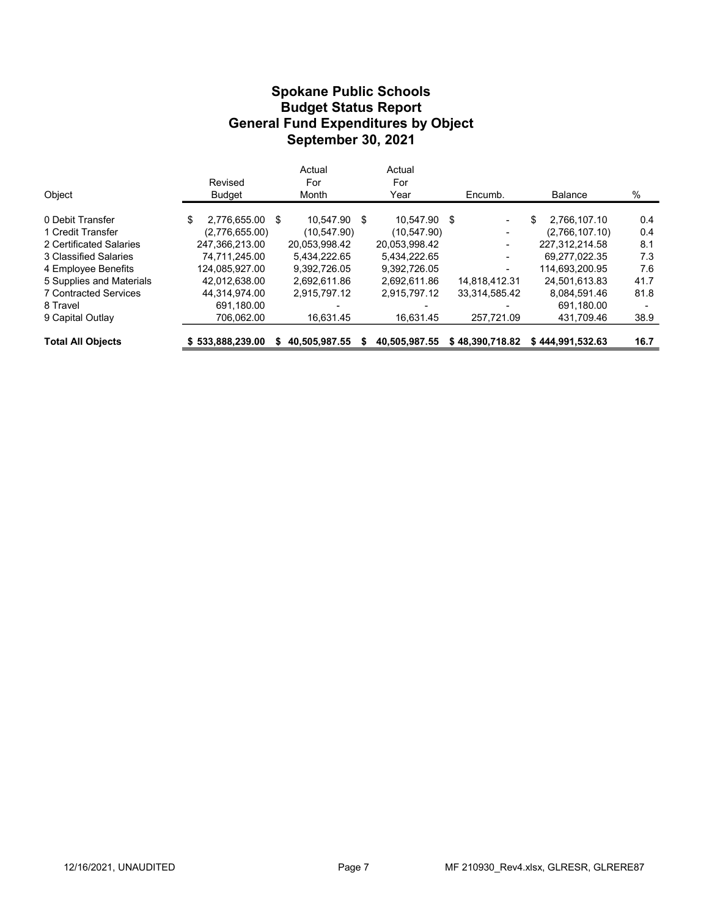# Spokane Public Schools
## Budget Status Report
## General Fund Expenditures by Object
## September 30, 2021

| Object | Revised Budget | Actual For Month | Actual For Year | Encumb. | Balance | % |
|---|---|---|---|---|---|---|
| 0 Debit Transfer | $ 2,776,655.00 | $ 10,547.90 | $ 10,547.90 | $ - | $ 2,766,107.10 | 0.4 |
| 1 Credit Transfer | (2,776,655.00) | (10,547.90) | (10,547.90) | - | (2,766,107.10) | 0.4 |
| 2 Certificated Salaries | 247,366,213.00 | 20,053,998.42 | 20,053,998.42 | - | 227,312,214.58 | 8.1 |
| 3 Classified Salaries | 74,711,245.00 | 5,434,222.65 | 5,434,222.65 | - | 69,277,022.35 | 7.3 |
| 4 Employee Benefits | 124,085,927.00 | 9,392,726.05 | 9,392,726.05 | - | 114,693,200.95 | 7.6 |
| 5 Supplies and Materials | 42,012,638.00 | 2,692,611.86 | 2,692,611.86 | 14,818,412.31 | 24,501,613.83 | 41.7 |
| 7 Contracted Services | 44,314,974.00 | 2,915,797.12 | 2,915,797.12 | 33,314,585.42 | 8,084,591.46 | 81.8 |
| 8 Travel | 691,180.00 | - | - | - | 691,180.00 | - |
| 9 Capital Outlay | 706,062.00 | 16,631.45 | 16,631.45 | 257,721.09 | 431,709.46 | 38.9 |
| **Total All Objects** | **$ 533,888,239.00** | **$ 40,505,987.55** | **$ 40,505,987.55** | **$ 48,390,718.82** | **$ 444,991,532.63** | **16.7** |

12/16/2021, UNAUDITED

MF 210930_Rev4.xlsx, GLRESR, GLRERE87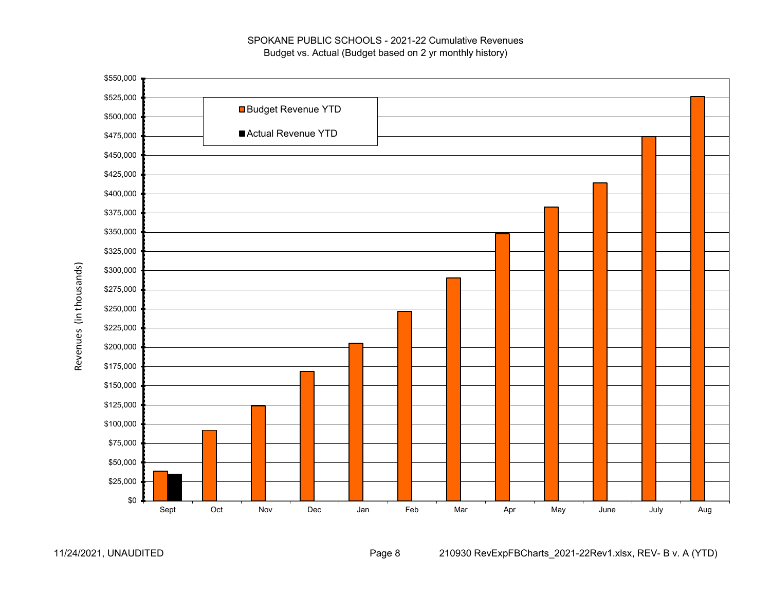SPOKANE PUBLIC SCHOOLS - 2021-22 Cumulative Revenues
Budget vs. Actual (Budget based on 2 yr monthly history)

Revenues (in thousands)

| Month | Budget Revenue YTD | Actual Revenue YTD |
|---|---|---|
| Sept | | |
| Oct | | |
| Nov | | |
| Dec | | |
| Jan | | |
| Feb | | |
| Mar | | |
| Apr | | |
| May | | |
| June | | |
| July | | |
| Aug | | |

11/24/2021, UNAUDITED

210930 RevExpFBCharts_2021-22Rev1.xlsx, REV- B v. A (YTD)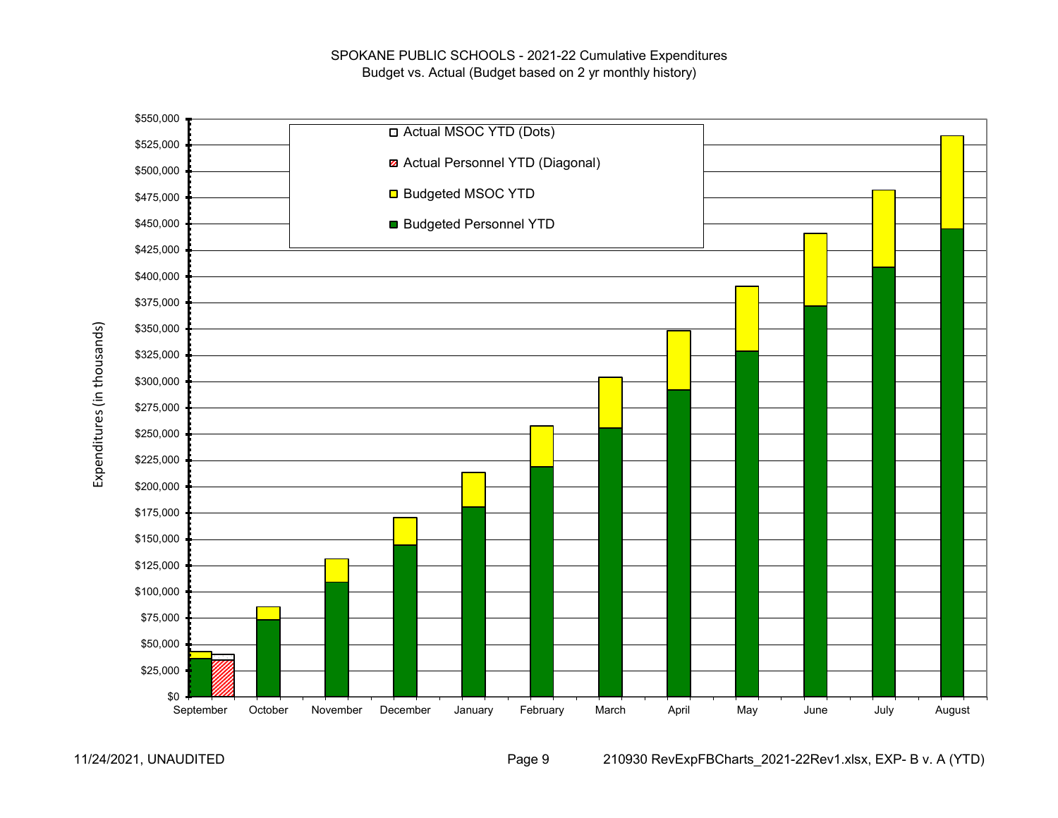# SPOKANE PUBLIC SCHOOLS - 2021-22 Cumulative Expenditures

Budget vs. Actual (Budget based on 2 yr monthly history)

Expenditures (in thousands)

- Actual MSOC YTD (Dots)
- Actual Personnel YTD (Diagonal)
- Budgeted MSOC YTD
- Budgeted Personnel YTD

$550,000 · $525,000 · $500,000 · $475,000 · $450,000 · $425,000 · $400,000 · $375,000 · $350,000 · $325,000 · $300,000 · $275,000 · $250,000 · $225,000 · $200,000 · $175,000 · $150,000 · $125,000 · $100,000 · $75,000 · $50,000 · $25,000 · $0

September · October · November · December · January · February · March · April · May · June · July · August

11/24/2021, UNAUDITED

210930 RevExpFBCharts_2021-22Rev1.xlsx, EXP- B v. A (YTD)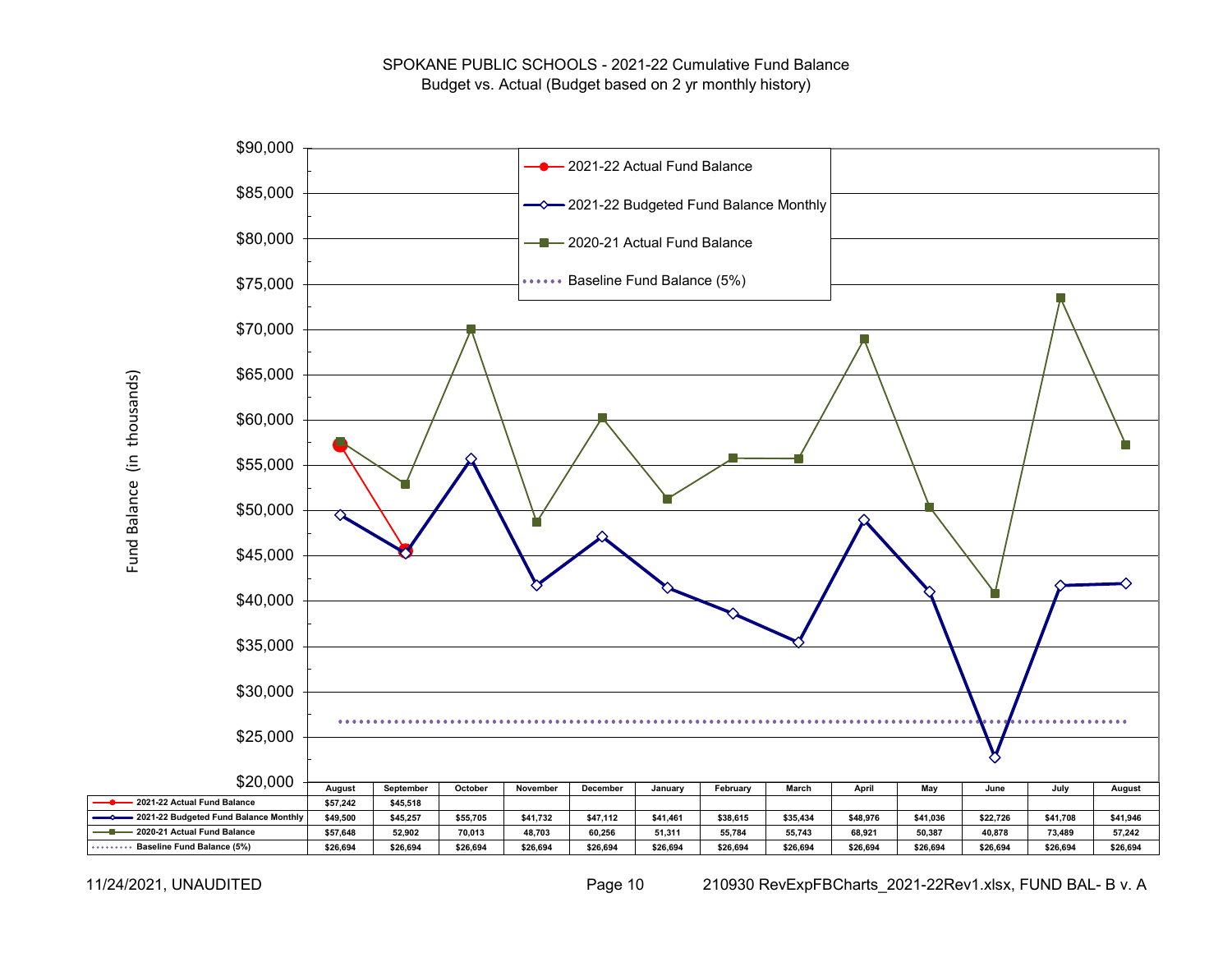# SPOKANE PUBLIC SCHOOLS - 2021-22 Cumulative Fund Balance

Budget vs. Actual (Budget based on 2 yr monthly history)

Fund Balance (in thousands)

| | August | September | October | November | December | January | February | March | April | May | June | July | August |
|---|---|---|---|---|---|---|---|---|---|---|---|---|---|
| 2021-22 Actual Fund Balance | $57,242 | $45,518 | | | | | | | | | | | |
| 2021-22 Budgeted Fund Balance Monthly | $49,500 | $45,257 | $55,705 | $41,732 | $47,112 | $41,461 | $38,615 | $35,434 | $48,976 | $41,036 | $22,726 | $41,708 | $41,946 |
| 2020-21 Actual Fund Balance | $57,648 | 52,902 | 70,013 | 48,703 | 60,256 | 51,311 | 55,784 | 55,743 | 68,921 | 50,387 | 40,878 | 73,489 | 57,242 |
| Baseline Fund Balance (5%) | $26,694 | $26,694 | $26,694 | $26,694 | $26,694 | $26,694 | $26,694 | $26,694 | $26,694 | $26,694 | $26,694 | $26,694 | $26,694 |

11/24/2021, UNAUDITED

210930 RevExpFBCharts_2021-22Rev1.xlsx, FUND BAL- B v. A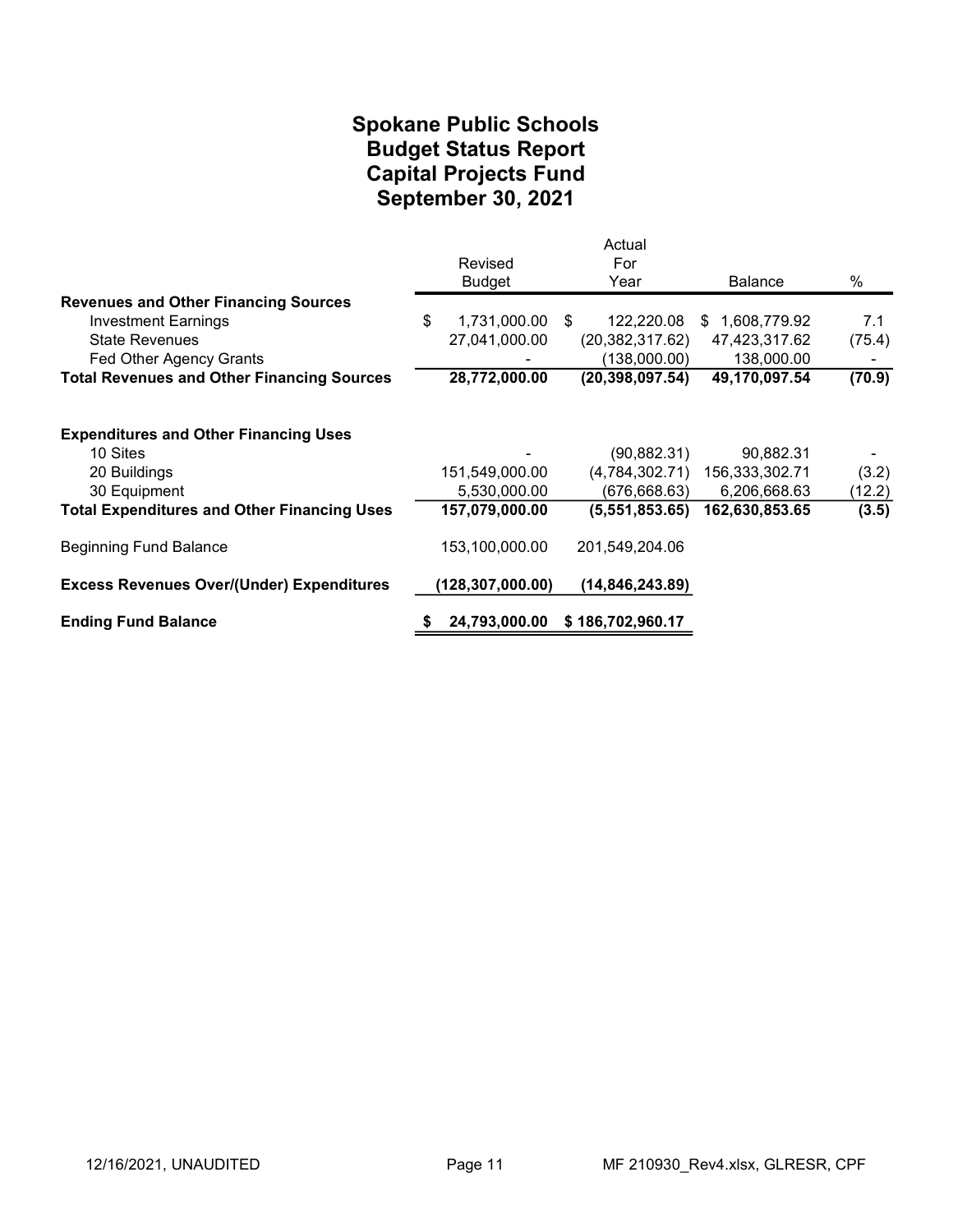# Spokane Public Schools
# Budget Status Report
# Capital Projects Fund
# September 30, 2021

| | Revised Budget | Actual For Year | Balance | % |
|---|---|---|---|---|
| **Revenues and Other Financing Sources** | | | | |
| Investment Earnings | $ 1,731,000.00 | $ 122,220.08 | $ 1,608,779.92 | 7.1 |
| State Revenues | 27,041,000.00 | (20,382,317.62) | 47,423,317.62 | (75.4) |
| Fed Other Agency Grants | - | (138,000.00) | 138,000.00 | - |
| **Total Revenues and Other Financing Sources** | **28,772,000.00** | **(20,398,097.54)** | **49,170,097.54** | **(70.9)** |
| | | | | |
| **Expenditures and Other Financing Uses** | | | | |
| 10 Sites | - | (90,882.31) | 90,882.31 | - |
| 20 Buildings | 151,549,000.00 | (4,784,302.71) | 156,333,302.71 | (3.2) |
| 30 Equipment | 5,530,000.00 | (676,668.63) | 6,206,668.63 | (12.2) |
| **Total Expenditures and Other Financing Uses** | **157,079,000.00** | **(5,551,853.65)** | **162,630,853.65** | **(3.5)** |
| | | | | |
| Beginning Fund Balance | 153,100,000.00 | 201,549,204.06 | | |
| | | | | |
| **Excess Revenues Over/(Under) Expenditures** | **(128,307,000.00)** | **(14,846,243.89)** | | |
| | | | | |
| **Ending Fund Balance** | **$ 24,793,000.00** | **$ 186,702,960.17** | | |

12/16/2021, UNAUDITED | MF 210930_Rev4.xlsx, GLRESR, CPF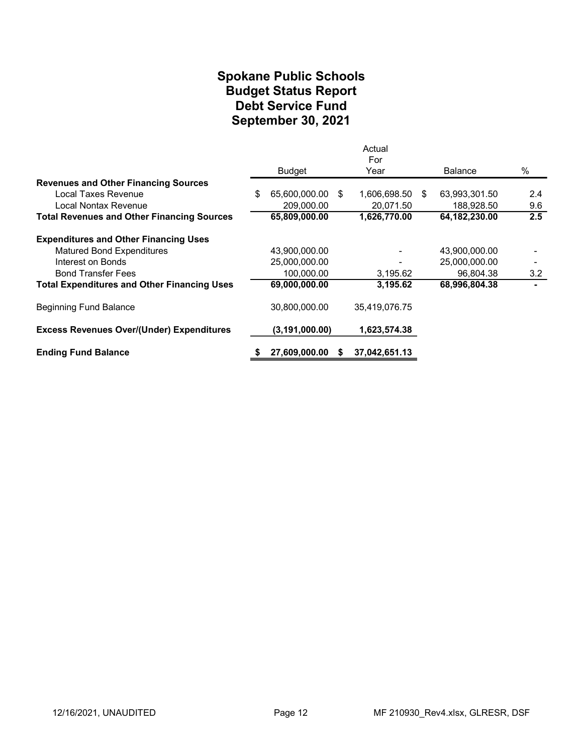# Spokane Public Schools
# Budget Status Report
# Debt Service Fund
# September 30, 2021

| | Budget | Actual For Year | Balance | % |
|---|---|---|---|---|
| **Revenues and Other Financing Sources** | | | | |
| Local Taxes Revenue | $ 65,600,000.00 | $ 1,606,698.50 | $ 63,993,301.50 | 2.4 |
| Local Nontax Revenue | 209,000.00 | 20,071.50 | 188,928.50 | 9.6 |
| **Total Revenues and Other Financing Sources** | **65,809,000.00** | **1,626,770.00** | **64,182,230.00** | **2.5** |
| **Expenditures and Other Financing Uses** | | | | |
| Matured Bond Expenditures | 43,900,000.00 | - | 43,900,000.00 | - |
| Interest on Bonds | 25,000,000.00 | - | 25,000,000.00 | - |
| Bond Transfer Fees | 100,000.00 | 3,195.62 | 96,804.38 | 3.2 |
| **Total Expenditures and Other Financing Uses** | **69,000,000.00** | **3,195.62** | **68,996,804.38** | **-** |
| Beginning Fund Balance | 30,800,000.00 | 35,419,076.75 | | |
| **Excess Revenues Over/(Under) Expenditures** | **(3,191,000.00)** | **1,623,574.38** | | |
| **Ending Fund Balance** | **$ 27,609,000.00** | **$ 37,042,651.13** | | |

12/16/2021, UNAUDITED MF 210930_Rev4.xlsx, GLRESR, DSF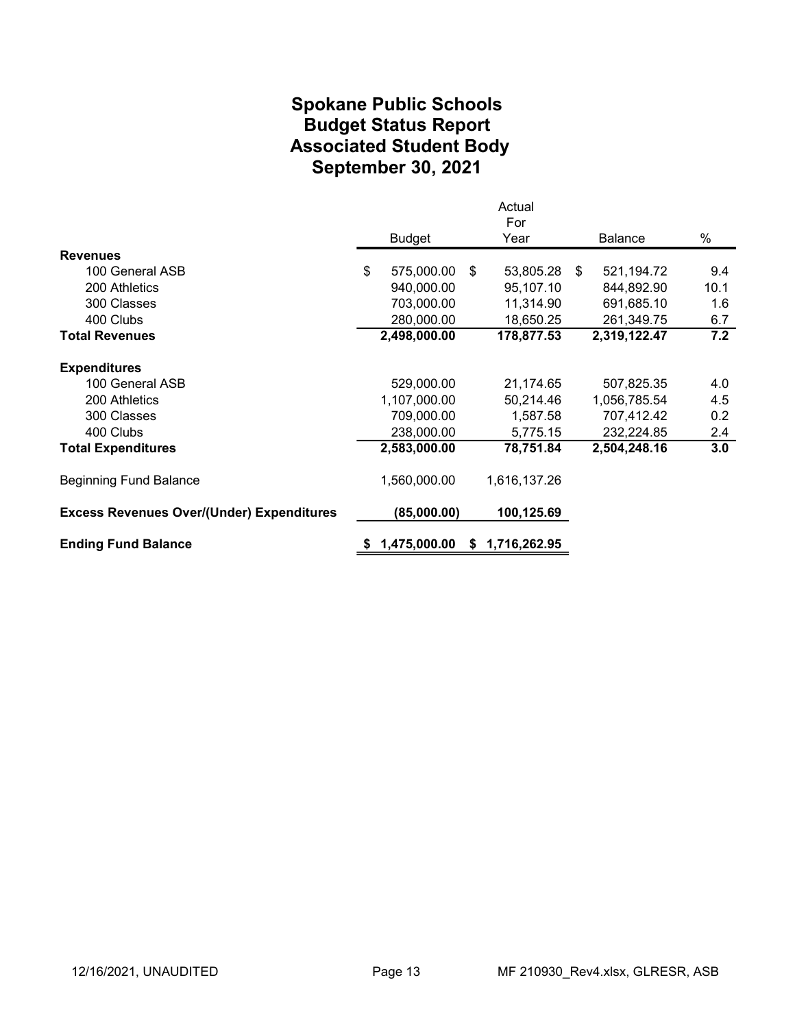# Spokane Public Schools
## Budget Status Report
## Associated Student Body
## September 30, 2021

| | Budget | Actual For Year | Balance | % |
|---|---|---|---|---|
| **Revenues** | | | | |
| 100 General ASB | $ 575,000.00 | $ 53,805.28 | $ 521,194.72 | 9.4 |
| 200 Athletics | 940,000.00 | 95,107.10 | 844,892.90 | 10.1 |
| 300 Classes | 703,000.00 | 11,314.90 | 691,685.10 | 1.6 |
| 400 Clubs | 280,000.00 | 18,650.25 | 261,349.75 | 6.7 |
| **Total Revenues** | **2,498,000.00** | **178,877.53** | **2,319,122.47** | **7.2** |
| **Expenditures** | | | | |
| 100 General ASB | 529,000.00 | 21,174.65 | 507,825.35 | 4.0 |
| 200 Athletics | 1,107,000.00 | 50,214.46 | 1,056,785.54 | 4.5 |
| 300 Classes | 709,000.00 | 1,587.58 | 707,412.42 | 0.2 |
| 400 Clubs | 238,000.00 | 5,775.15 | 232,224.85 | 2.4 |
| **Total Expenditures** | **2,583,000.00** | **78,751.84** | **2,504,248.16** | **3.0** |
| Beginning Fund Balance | 1,560,000.00 | 1,616,137.26 | | |
| **Excess Revenues Over/(Under) Expenditures** | **(85,000.00)** | **100,125.69** | | |
| **Ending Fund Balance** | **$ 1,475,000.00** | **$ 1,716,262.95** | | |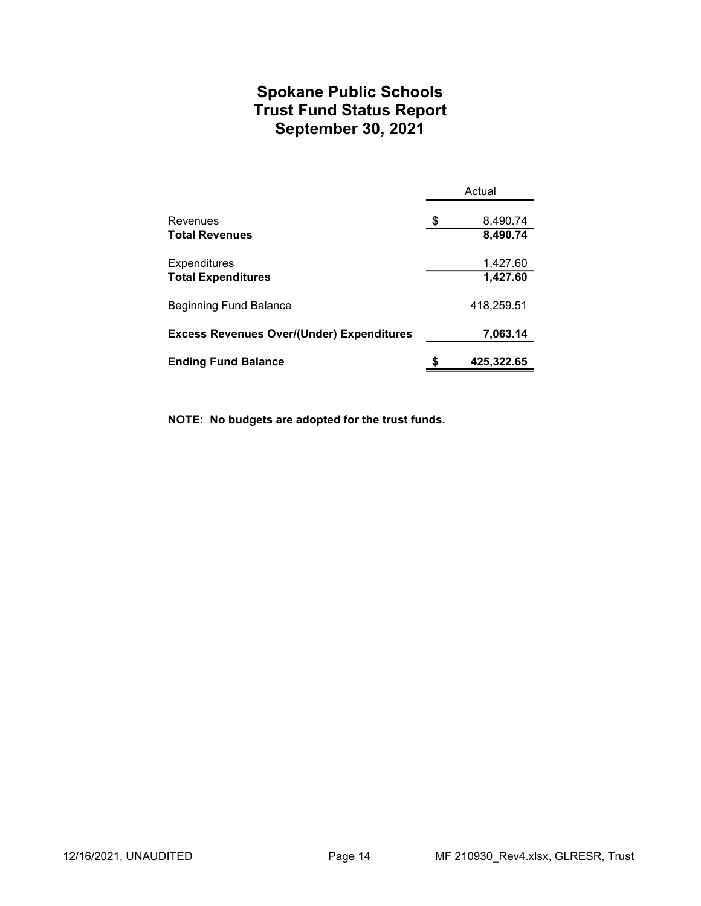# Spokane Public Schools
# Trust Fund Status Report
# September 30, 2021

| | Actual |
|---|---|
| Revenues | $ 8,490.74 |
| **Total Revenues** | **8,490.74** |
| Expenditures | 1,427.60 |
| **Total Expenditures** | **1,427.60** |
| Beginning Fund Balance | 418,259.51 |
| **Excess Revenues Over/(Under) Expenditures** | **7,063.14** |
| **Ending Fund Balance** | **$ 425,322.65** |

**NOTE: No budgets are adopted for the trust funds.**

12/16/2021, UNAUDITED

MF 210930_Rev4.xlsx, GLRESR, Trust